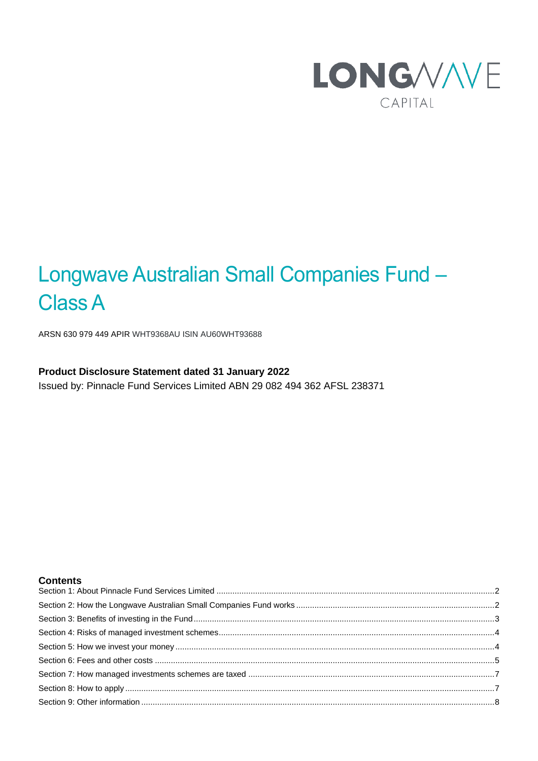LONGWAVE
CAPITAL

# Longwave Australian Small Companies Fund – Class A

ARSN 630 979 449 APIR WHT9368AU ISIN AU60WHT93688

**Product Disclosure Statement dated 31 January 2022**

Issued by: Pinnacle Fund Services Limited ABN 29 082 494 362 AFSL 238371

**Contents**

Section 1: About Pinnacle Fund Services Limited ........ 2
Section 2: How the Longwave Australian Small Companies Fund works ........ 2
Section 3: Benefits of investing in the Fund ........ 3
Section 4: Risks of managed investment schemes ........ 4
Section 5: How we invest your money ........ 4
Section 6: Fees and other costs ........ 5
Section 7: How managed investments schemes are taxed ........ 7
Section 8: How to apply ........ 7
Section 9: Other information ........ 8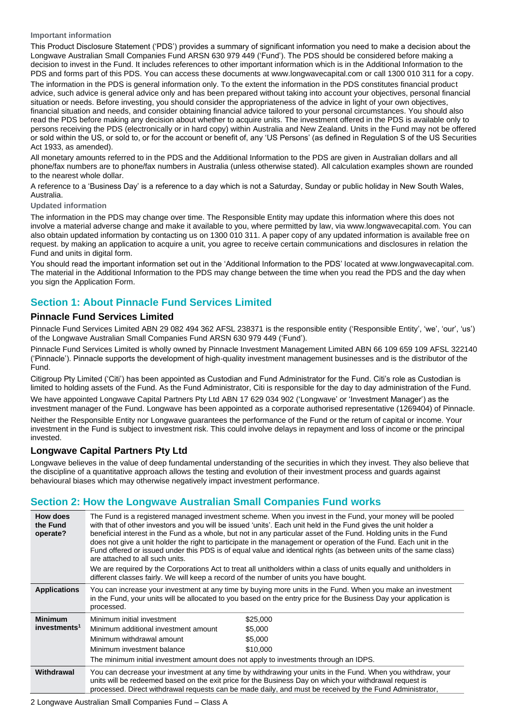**Important information**

This Product Disclosure Statement ('PDS') provides a summary of significant information you need to make a decision about the Longwave Australian Small Companies Fund ARSN 630 979 449 ('Fund'). The PDS should be considered before making a decision to invest in the Fund. It includes references to other important information which is in the Additional Information to the PDS and forms part of this PDS. You can access these documents at www.longwavecapital.com or call 1300 010 311 for a copy.

The information in the PDS is general information only. To the extent the information in the PDS constitutes financial product advice, such advice is general advice only and has been prepared without taking into account your objectives, personal financial situation or needs. Before investing, you should consider the appropriateness of the advice in light of your own objectives, financial situation and needs, and consider obtaining financial advice tailored to your personal circumstances. You should also read the PDS before making any decision about whether to acquire units. The investment offered in the PDS is available only to persons receiving the PDS (electronically or in hard copy) within Australia and New Zealand. Units in the Fund may not be offered or sold within the US, or sold to, or for the account or benefit of, any 'US Persons' (as defined in Regulation S of the US Securities Act 1933, as amended).

All monetary amounts referred to in the PDS and the Additional Information to the PDS are given in Australian dollars and all phone/fax numbers are to phone/fax numbers in Australia (unless otherwise stated). All calculation examples shown are rounded to the nearest whole dollar.

A reference to a 'Business Day' is a reference to a day which is not a Saturday, Sunday or public holiday in New South Wales, Australia.

**Updated information**

The information in the PDS may change over time. The Responsible Entity may update this information where this does not involve a material adverse change and make it available to you, where permitted by law, via www.longwavecapital.com. You can also obtain updated information by contacting us on 1300 010 311. A paper copy of any updated information is available free on request. by making an application to acquire a unit, you agree to receive certain communications and disclosures in relation the Fund and units in digital form.

You should read the important information set out in the 'Additional Information to the PDS' located at www.longwavecapital.com. The material in the Additional Information to the PDS may change between the time when you read the PDS and the day when you sign the Application Form.

## Section 1: About Pinnacle Fund Services Limited

### Pinnacle Fund Services Limited

Pinnacle Fund Services Limited ABN 29 082 494 362 AFSL 238371 is the responsible entity ('Responsible Entity', 'we', 'our', 'us') of the Longwave Australian Small Companies Fund ARSN 630 979 449 ('Fund').

Pinnacle Fund Services Limited is wholly owned by Pinnacle Investment Management Limited ABN 66 109 659 109 AFSL 322140 ('Pinnacle'). Pinnacle supports the development of high-quality investment management businesses and is the distributor of the Fund.

Citigroup Pty Limited ('Citi') has been appointed as Custodian and Fund Administrator for the Fund. Citi's role as Custodian is limited to holding assets of the Fund. As the Fund Administrator, Citi is responsible for the day to day administration of the Fund.

We have appointed Longwave Capital Partners Pty Ltd ABN 17 629 034 902 ('Longwave' or 'Investment Manager') as the investment manager of the Fund. Longwave has been appointed as a corporate authorised representative (1269404) of Pinnacle.

Neither the Responsible Entity nor Longwave guarantees the performance of the Fund or the return of capital or income. Your investment in the Fund is subject to investment risk. This could involve delays in repayment and loss of income or the principal invested.

### Longwave Capital Partners Pty Ltd

Longwave believes in the value of deep fundamental understanding of the securities in which they invest. They also believe that the discipline of a quantitative approach allows the testing and evolution of their investment process and guards against behavioural biases which may otherwise negatively impact investment performance.

## Section 2: How the Longwave Australian Small Companies Fund works

| | | |
|---|---|---|
| **How does the Fund operate?** | The Fund is a registered managed investment scheme. When you invest in the Fund, your money will be pooled with that of other investors and you will be issued 'units'. Each unit held in the Fund gives the unit holder a beneficial interest in the Fund as a whole, but not in any particular asset of the Fund. Holding units in the Fund does not give a unit holder the right to participate in the management or operation of the Fund. Each unit in the Fund offered or issued under this PDS is of equal value and identical rights (as between units of the same class) are attached to all such units.<br><br>We are required by the Corporations Act to treat all unitholders within a class of units equally and unitholders in different classes fairly. We will keep a record of the number of units you have bought. | |
| **Applications** | You can increase your investment at any time by buying more units in the Fund. When you make an investment in the Fund, your units will be allocated to you based on the entry price for the Business Day your application is processed. | |
| **Minimum investments[1]** | Minimum initial investment | $25,000 |
| | Minimum additional investment amount | $5,000 |
| | Minimum withdrawal amount | $5,000 |
| | Minimum investment balance | $10,000 |
| | The minimum initial investment amount does not apply to investments through an IDPS. | |
| **Withdrawal** | You can decrease your investment at any time by withdrawing your units in the Fund. When you withdraw, your units will be redeemed based on the exit price for the Business Day on which your withdrawal request is processed. Direct withdrawal requests can be made daily, and must be received by the Fund Administrator, | |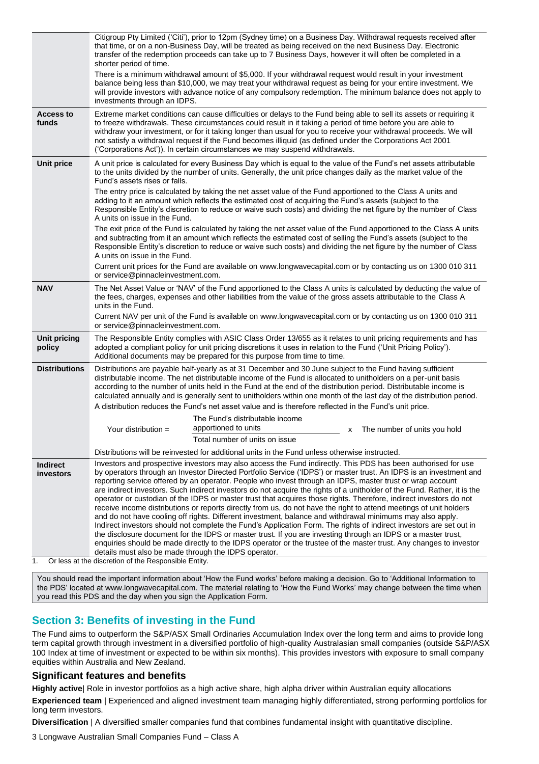| | |
|---|---|
| | Citigroup Pty Limited ('Citi'), prior to 12pm (Sydney time) on a Business Day. Withdrawal requests received after that time, or on a non-Business Day, will be treated as being received on the next Business Day. Electronic transfer of the redemption proceeds can take up to 7 Business Days, however it will often be completed in a shorter period of time.<br><br>There is a minimum withdrawal amount of $5,000. If your withdrawal request would result in your investment balance being less than $10,000, we may treat your withdrawal request as being for your entire investment. We will provide investors with advance notice of any compulsory redemption. The minimum balance does not apply to investments through an IDPS. |
| **Access to funds** | Extreme market conditions can cause difficulties or delays to the Fund being able to sell its assets or requiring it to freeze withdrawals. These circumstances could result in it taking a period of time before you are able to withdraw your investment, or for it taking longer than usual for you to receive your withdrawal proceeds. We will not satisfy a withdrawal request if the Fund becomes illiquid (as defined under the Corporations Act 2001 ('Corporations Act')). In certain circumstances we may suspend withdrawals. |
| **Unit price** | A unit price is calculated for every Business Day which is equal to the value of the Fund's net assets attributable to the units divided by the number of units. Generally, the unit price changes daily as the market value of the Fund's assets rises or falls.<br><br>The entry price is calculated by taking the net asset value of the Fund apportioned to the Class A units and adding to it an amount which reflects the estimated cost of acquiring the Fund's assets (subject to the Responsible Entity's discretion to reduce or waive such costs) and dividing the net figure by the number of Class A units on issue in the Fund.<br><br>The exit price of the Fund is calculated by taking the net asset value of the Fund apportioned to the Class A units and subtracting from it an amount which reflects the estimated cost of selling the Fund's assets (subject to the Responsible Entity's discretion to reduce or waive such costs) and dividing the net figure by the number of Class A units on issue in the Fund.<br><br>Current unit prices for the Fund are available on www.longwavecapital.com or by contacting us on 1300 010 311 or service@pinnacleinvestment.com. |
| **NAV** | The Net Asset Value or 'NAV' of the Fund apportioned to the Class A units is calculated by deducting the value of the fees, charges, expenses and other liabilities from the value of the gross assets attributable to the Class A units in the Fund.<br><br>Current NAV per unit of the Fund is available on www.longwavecapital.com or by contacting us on 1300 010 311 or service@pinnacleinvestment.com. |
| **Unit pricing policy** | The Responsible Entity complies with ASIC Class Order 13/655 as it relates to unit pricing requirements and has adopted a compliant policy for unit pricing discretions it uses in relation to the Fund ('Unit Pricing Policy'). Additional documents may be prepared for this purpose from time to time. |
| **Distributions** | Distributions are payable half-yearly as at 31 December and 30 June subject to the Fund having sufficient distributable income. The net distributable income of the Fund is allocated to unitholders on a per-unit basis according to the number of units held in the Fund at the end of the distribution period. Distributable income is calculated annually and is generally sent to unitholders within one month of the last day of the distribution period.<br><br>A distribution reduces the Fund's net asset value and is therefore reflected in the Fund's unit price.<br><br>Your distribution = (The Fund's distributable income apportioned to units / Total number of units on issue) x The number of units you hold<br><br>Distributions will be reinvested for additional units in the Fund unless otherwise instructed. |
| **Indirect investors** | Investors and prospective investors may also access the Fund indirectly. This PDS has been authorised for use by operators through an Investor Directed Portfolio Service ('IDPS') or master trust. An IDPS is an investment and reporting service offered by an operator. People who invest through an IDPS, master trust or wrap account are indirect investors. Such indirect investors do not acquire the rights of a unitholder of the Fund. Rather, it is the operator or custodian of the IDPS or master trust that acquires those rights. Therefore, indirect investors do not receive income distributions or reports directly from us, do not have the right to attend meetings of unit holders and do not have cooling off rights. Different investment, balance and withdrawal minimums may also apply. Indirect investors should not complete the Fund's Application Form. The rights of indirect investors are set out in the disclosure document for the IDPS or master trust. If you are investing through an IDPS or a master trust, enquiries should be made directly to the IDPS operator or the trustee of the master trust. Any changes to investor details must also be made through the IDPS operator. |

1. Or less at the discretion of the Responsible Entity.

You should read the important information about 'How the Fund works' before making a decision. Go to 'Additional Information to the PDS' located at www.longwavecapital.com. The material relating to 'How the Fund Works' may change between the time when you read this PDS and the day when you sign the Application Form.

## Section 3: Benefits of investing in the Fund

The Fund aims to outperform the S&P/ASX Small Ordinaries Accumulation Index over the long term and aims to provide long term capital growth through investment in a diversified portfolio of high-quality Australasian small companies (outside S&P/ASX 100 Index at time of investment or expected to be within six months). This provides investors with exposure to small company equities within Australia and New Zealand.

### Significant features and benefits

**Highly active**| Role in investor portfolios as a high active share, high alpha driver within Australian equity allocations

**Experienced team** | Experienced and aligned investment team managing highly differentiated, strong performing portfolios for long term investors.

**Diversification** | A diversified smaller companies fund that combines fundamental insight with quantitative discipline.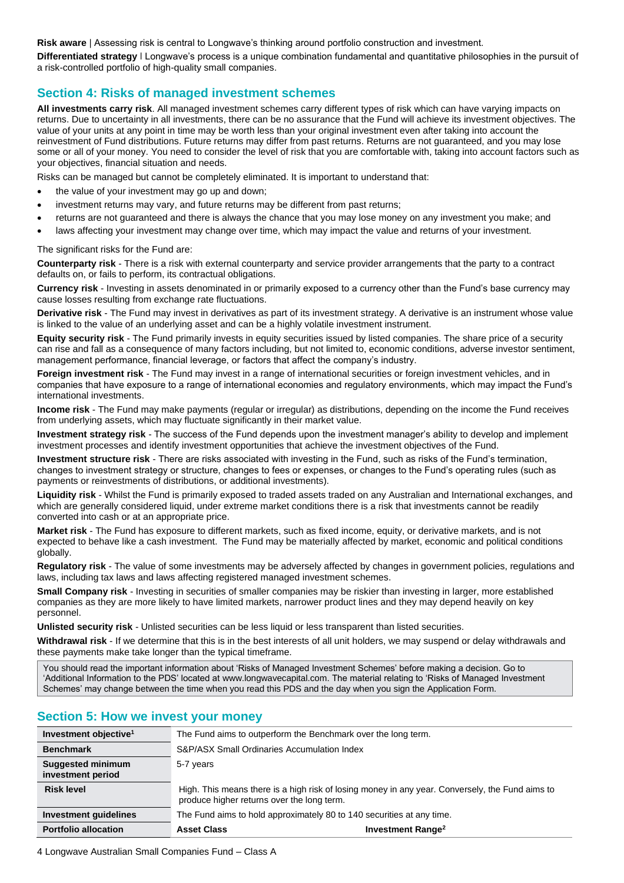**Risk aware** | Assessing risk is central to Longwave's thinking around portfolio construction and investment.

**Differentiated strategy** | Longwave's process is a unique combination fundamental and quantitative philosophies in the pursuit of a risk-controlled portfolio of high-quality small companies.

## Section 4: Risks of managed investment schemes

**All investments carry risk**. All managed investment schemes carry different types of risk which can have varying impacts on returns. Due to uncertainty in all investments, there can be no assurance that the Fund will achieve its investment objectives. The value of your units at any point in time may be worth less than your original investment even after taking into account the reinvestment of Fund distributions. Future returns may differ from past returns. Returns are not guaranteed, and you may lose some or all of your money. You need to consider the level of risk that you are comfortable with, taking into account factors such as your objectives, financial situation and needs.

Risks can be managed but cannot be completely eliminated. It is important to understand that:

- the value of your investment may go up and down;
- investment returns may vary, and future returns may be different from past returns;
- returns are not guaranteed and there is always the chance that you may lose money on any investment you make; and
- laws affecting your investment may change over time, which may impact the value and returns of your investment.

The significant risks for the Fund are:

**Counterparty risk** - There is a risk with external counterparty and service provider arrangements that the party to a contract defaults on, or fails to perform, its contractual obligations.

**Currency risk** - Investing in assets denominated in or primarily exposed to a currency other than the Fund's base currency may cause losses resulting from exchange rate fluctuations.

**Derivative risk** - The Fund may invest in derivatives as part of its investment strategy. A derivative is an instrument whose value is linked to the value of an underlying asset and can be a highly volatile investment instrument.

**Equity security risk** - The Fund primarily invests in equity securities issued by listed companies. The share price of a security can rise and fall as a consequence of many factors including, but not limited to, economic conditions, adverse investor sentiment, management performance, financial leverage, or factors that affect the company's industry.

**Foreign investment risk** - The Fund may invest in a range of international securities or foreign investment vehicles, and in companies that have exposure to a range of international economies and regulatory environments, which may impact the Fund's international investments.

**Income risk** - The Fund may make payments (regular or irregular) as distributions, depending on the income the Fund receives from underlying assets, which may fluctuate significantly in their market value.

**Investment strategy risk** - The success of the Fund depends upon the investment manager's ability to develop and implement investment processes and identify investment opportunities that achieve the investment objectives of the Fund.

**Investment structure risk** - There are risks associated with investing in the Fund, such as risks of the Fund's termination, changes to investment strategy or structure, changes to fees or expenses, or changes to the Fund's operating rules (such as payments or reinvestments of distributions, or additional investments).

**Liquidity risk** - Whilst the Fund is primarily exposed to traded assets traded on any Australian and International exchanges, and which are generally considered liquid, under extreme market conditions there is a risk that investments cannot be readily converted into cash or at an appropriate price.

**Market risk** - The Fund has exposure to different markets, such as fixed income, equity, or derivative markets, and is not expected to behave like a cash investment. The Fund may be materially affected by market, economic and political conditions globally.

**Regulatory risk** - The value of some investments may be adversely affected by changes in government policies, regulations and laws, including tax laws and laws affecting registered managed investment schemes.

**Small Company risk** - Investing in securities of smaller companies may be riskier than investing in larger, more established companies as they are more likely to have limited markets, narrower product lines and they may depend heavily on key personnel.

**Unlisted security risk** - Unlisted securities can be less liquid or less transparent than listed securities.

**Withdrawal risk** - If we determine that this is in the best interests of all unit holders, we may suspend or delay withdrawals and these payments make take longer than the typical timeframe.

You should read the important information about 'Risks of Managed Investment Schemes' before making a decision. Go to 'Additional Information to the PDS' located at www.longwavecapital.com. The material relating to 'Risks of Managed Investment Schemes' may change between the time when you read this PDS and the day when you sign the Application Form.

## Section 5: How we invest your money

| | | |
|---|---|---|
| **Investment objective**[1] | The Fund aims to outperform the Benchmark over the long term. | |
| **Benchmark** | S&P/ASX Small Ordinaries Accumulation Index | |
| **Suggested minimum investment period** | 5-7 years | |
| **Risk level** | High. This means there is a high risk of losing money in any year. Conversely, the Fund aims to produce higher returns over the long term. | |
| **Investment guidelines** | The Fund aims to hold approximately 80 to 140 securities at any time. | |
| **Portfolio allocation** | **Asset Class** | **Investment Range**[2] |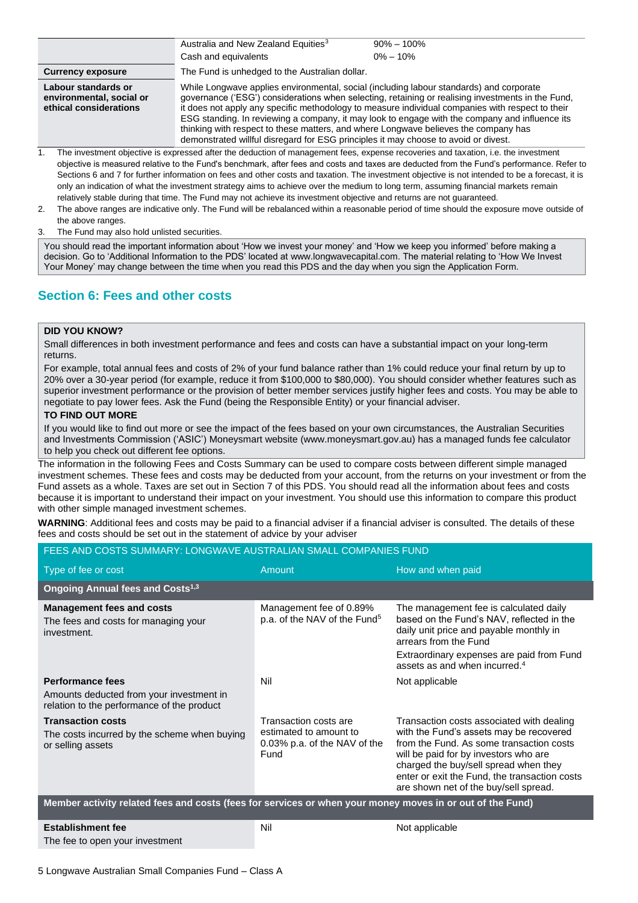| | | |
|---|---|---|
| | Australia and New Zealand Equities[3] | 90% – 100% |
| | Cash and equivalents | 0% – 10% |
| **Currency exposure** | The Fund is unhedged to the Australian dollar. | |
| **Labour standards or environmental, social or ethical considerations** | While Longwave applies environmental, social (including labour standards) and corporate governance ('ESG') considerations when selecting, retaining or realising investments in the Fund, it does not apply any specific methodology to measure individual companies with respect to their ESG standing. In reviewing a company, it may look to engage with the company and influence its thinking with respect to these matters, and where Longwave believes the company has demonstrated willful disregard for ESG principles it may choose to avoid or divest. | |

1. The investment objective is expressed after the deduction of management fees, expense recoveries and taxation, i.e. the investment objective is measured relative to the Fund's benchmark, after fees and costs and taxes are deducted from the Fund's performance. Refer to Sections 6 and 7 for further information on fees and other costs and taxation. The investment objective is not intended to be a forecast, it is only an indication of what the investment strategy aims to achieve over the medium to long term, assuming financial markets remain relatively stable during that time. The Fund may not achieve its investment objective and returns are not guaranteed.
2. The above ranges are indicative only. The Fund will be rebalanced within a reasonable period of time should the exposure move outside of the above ranges.
3. The Fund may also hold unlisted securities.

You should read the important information about 'How we invest your money' and 'How we keep you informed' before making a decision. Go to 'Additional Information to the PDS' located at www.longwavecapital.com. The material relating to 'How We Invest Your Money' may change between the time when you read this PDS and the day when you sign the Application Form.

## Section 6: Fees and other costs

**DID YOU KNOW?**

Small differences in both investment performance and fees and costs can have a substantial impact on your long-term returns.

For example, total annual fees and costs of 2% of your fund balance rather than 1% could reduce your final return by up to 20% over a 30-year period (for example, reduce it from $100,000 to $80,000). You should consider whether features such as superior investment performance or the provision of better member services justify higher fees and costs. You may be able to negotiate to pay lower fees. Ask the Fund (being the Responsible Entity) or your financial adviser.

**TO FIND OUT MORE**

If you would like to find out more or see the impact of the fees based on your own circumstances, the Australian Securities and Investments Commission ('ASIC') Moneysmart website (www.moneysmart.gov.au) has a managed funds fee calculator to help you check out different fee options.

The information in the following Fees and Costs Summary can be used to compare costs between different simple managed investment schemes. These fees and costs may be deducted from your account, from the returns on your investment or from the Fund assets as a whole. Taxes are set out in Section 7 of this PDS. You should read all the information about fees and costs because it is important to understand their impact on your investment. You should use this information to compare this product with other simple managed investment schemes.

**WARNING**: Additional fees and costs may be paid to a financial adviser if a financial adviser is consulted. The details of these fees and costs should be set out in the statement of advice by your adviser

| FEES AND COSTS SUMMARY: LONGWAVE AUSTRALIAN SMALL COMPANIES FUND | | |
|---|---|---|
| Type of fee or cost | Amount | How and when paid |
| **Ongoing Annual fees and Costs[1,3]** | | |
| **Management fees and costs**<br>The fees and costs for managing your investment. | Management fee of 0.89% p.a. of the NAV of the Fund[5] | The management fee is calculated daily based on the Fund's NAV, reflected in the daily unit price and payable monthly in arrears from the Fund<br>Extraordinary expenses are paid from Fund assets as and when incurred.[4] |
| **Performance fees**<br>Amounts deducted from your investment in relation to the performance of the product | Nil | Not applicable |
| **Transaction costs**<br>The costs incurred by the scheme when buying or selling assets | Transaction costs are estimated to amount to 0.03% p.a. of the NAV of the Fund | Transaction costs associated with dealing with the Fund's assets may be recovered from the Fund. As some transaction costs will be paid for by investors who are charged the buy/sell spread when they enter or exit the Fund, the transaction costs are shown net of the buy/sell spread. |
| **Member activity related fees and costs (fees for services or when your money moves in or out of the Fund)** | | |
| **Establishment fee**<br>The fee to open your investment | Nil | Not applicable |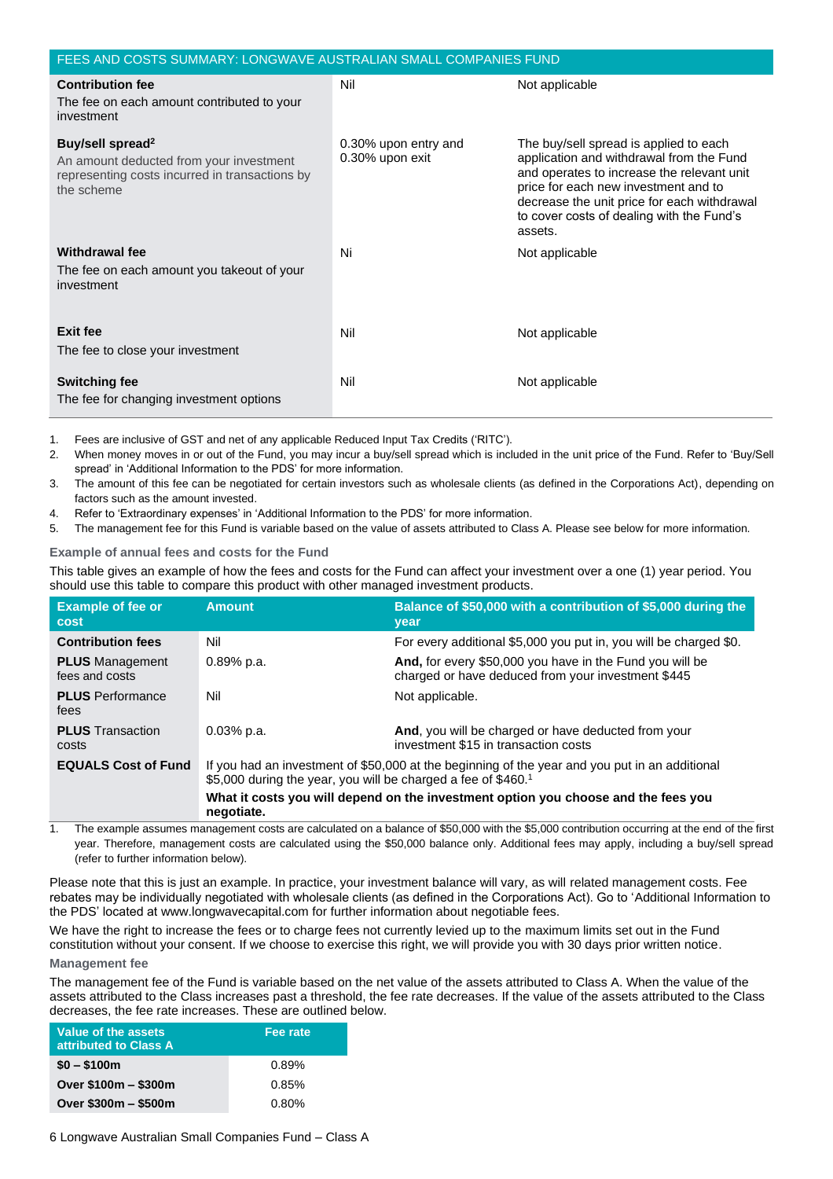| FEES AND COSTS SUMMARY: LONGWAVE AUSTRALIAN SMALL COMPANIES FUND | | |
|---|---|---|
| **Contribution fee**<br>The fee on each amount contributed to your investment | Nil | Not applicable |
| **Buy/sell spread**[2]<br>An amount deducted from your investment representing costs incurred in transactions by the scheme | 0.30% upon entry and 0.30% upon exit | The buy/sell spread is applied to each application and withdrawal from the Fund and operates to increase the relevant unit price for each new investment and to decrease the unit price for each withdrawal to cover costs of dealing with the Fund's assets. |
| **Withdrawal fee**<br>The fee on each amount you takeout of your investment | Ni | Not applicable |
| **Exit fee**<br>The fee to close your investment | Nil | Not applicable |
| **Switching fee**<br>The fee for changing investment options | Nil | Not applicable |

1. Fees are inclusive of GST and net of any applicable Reduced Input Tax Credits ('RITC').
2. When money moves in or out of the Fund, you may incur a buy/sell spread which is included in the unit price of the Fund. Refer to 'Buy/Sell spread' in 'Additional Information to the PDS' for more information.
3. The amount of this fee can be negotiated for certain investors such as wholesale clients (as defined in the Corporations Act), depending on factors such as the amount invested.
4. Refer to 'Extraordinary expenses' in 'Additional Information to the PDS' for more information.
5. The management fee for this Fund is variable based on the value of assets attributed to Class A. Please see below for more information.

### Example of annual fees and costs for the Fund

This table gives an example of how the fees and costs for the Fund can affect your investment over a one (1) year period. You should use this table to compare this product with other managed investment products.

| Example of fee or cost | Amount | Balance of $50,000 with a contribution of $5,000 during the year |
|---|---|---|
| **Contribution fees** | Nil | For every additional $5,000 you put in, you will be charged $0. |
| **PLUS** Management fees and costs | 0.89% p.a. | **And,** for every $50,000 you have in the Fund you will be charged or have deduced from your investment $445 |
| **PLUS** Performance fees | Nil | Not applicable. |
| **PLUS** Transaction costs | 0.03% p.a. | **And**, you will be charged or have deducted from your investment $15 in transaction costs |
| **EQUALS Cost of Fund** | If you had an investment of $50,000 at the beginning of the year and you put in an additional $5,000 during the year, you will be charged a fee of $460.[1]<br>**What it costs you will depend on the investment option you choose and the fees you negotiate.** | |

1. The example assumes management costs are calculated on a balance of $50,000 with the $5,000 contribution occurring at the end of the first year. Therefore, management costs are calculated using the $50,000 balance only. Additional fees may apply, including a buy/sell spread (refer to further information below).

Please note that this is just an example. In practice, your investment balance will vary, as will related management costs. Fee rebates may be individually negotiated with wholesale clients (as defined in the Corporations Act). Go to 'Additional Information to the PDS' located at www.longwavecapital.com for further information about negotiable fees.

We have the right to increase the fees or to charge fees not currently levied up to the maximum limits set out in the Fund constitution without your consent. If we choose to exercise this right, we will provide you with 30 days prior written notice.

### Management fee

The management fee of the Fund is variable based on the net value of the assets attributed to Class A. When the value of the assets attributed to the Class increases past a threshold, the fee rate decreases. If the value of the assets attributed to the Class decreases, the fee rate increases. These are outlined below.

| Value of the assets attributed to Class A | Fee rate |
|---|---|
| **$0 – $100m** | 0.89% |
| **Over $100m – $300m** | 0.85% |
| **Over $300m – $500m** | 0.80% |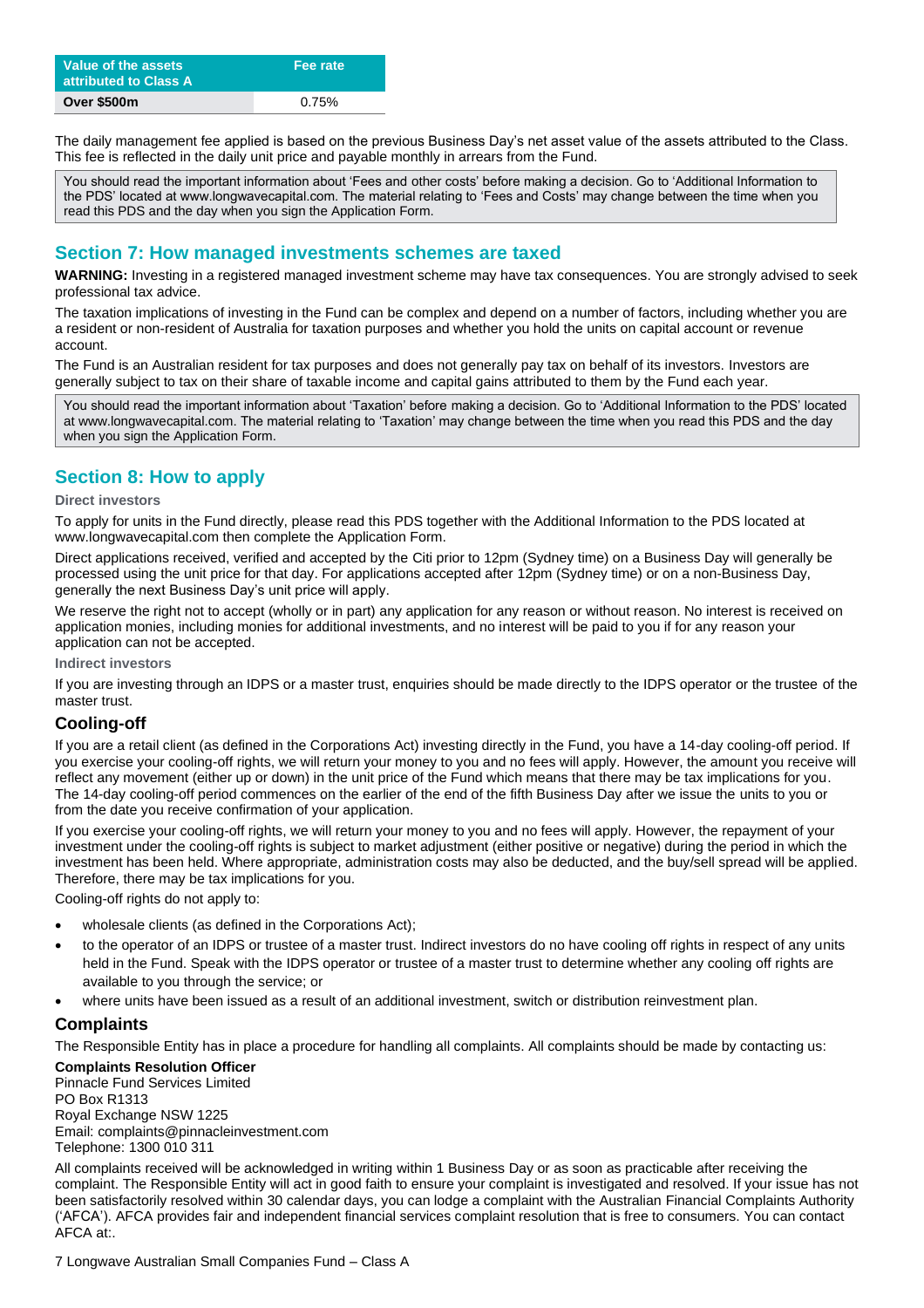| Value of the assets attributed to Class A | Fee rate |
|---|---|
| **Over $500m** | 0.75% |

The daily management fee applied is based on the previous Business Day's net asset value of the assets attributed to the Class. This fee is reflected in the daily unit price and payable monthly in arrears from the Fund.

> You should read the important information about 'Fees and other costs' before making a decision. Go to 'Additional Information to the PDS' located at www.longwavecapital.com. The material relating to 'Fees and Costs' may change between the time when you read this PDS and the day when you sign the Application Form.

## Section 7: How managed investments schemes are taxed

**WARNING:** Investing in a registered managed investment scheme may have tax consequences. You are strongly advised to seek professional tax advice.

The taxation implications of investing in the Fund can be complex and depend on a number of factors, including whether you are a resident or non-resident of Australia for taxation purposes and whether you hold the units on capital account or revenue account.

The Fund is an Australian resident for tax purposes and does not generally pay tax on behalf of its investors. Investors are generally subject to tax on their share of taxable income and capital gains attributed to them by the Fund each year.

> You should read the important information about 'Taxation' before making a decision. Go to 'Additional Information to the PDS' located at www.longwavecapital.com. The material relating to 'Taxation' may change between the time when you read this PDS and the day when you sign the Application Form.

## Section 8: How to apply

#### Direct investors

To apply for units in the Fund directly, please read this PDS together with the Additional Information to the PDS located at www.longwavecapital.com then complete the Application Form.

Direct applications received, verified and accepted by the Citi prior to 12pm (Sydney time) on a Business Day will generally be processed using the unit price for that day. For applications accepted after 12pm (Sydney time) or on a non-Business Day, generally the next Business Day's unit price will apply.

We reserve the right not to accept (wholly or in part) any application for any reason or without reason. No interest is received on application monies, including monies for additional investments, and no interest will be paid to you if for any reason your application can not be accepted.

#### Indirect investors

If you are investing through an IDPS or a master trust, enquiries should be made directly to the IDPS operator or the trustee of the master trust.

### Cooling-off

If you are a retail client (as defined in the Corporations Act) investing directly in the Fund, you have a 14-day cooling-off period. If you exercise your cooling-off rights, we will return your money to you and no fees will apply. However, the amount you receive will reflect any movement (either up or down) in the unit price of the Fund which means that there may be tax implications for you. The 14-day cooling-off period commences on the earlier of the end of the fifth Business Day after we issue the units to you or from the date you receive confirmation of your application.

If you exercise your cooling-off rights, we will return your money to you and no fees will apply. However, the repayment of your investment under the cooling-off rights is subject to market adjustment (either positive or negative) during the period in which the investment has been held. Where appropriate, administration costs may also be deducted, and the buy/sell spread will be applied. Therefore, there may be tax implications for you.

Cooling-off rights do not apply to:

- wholesale clients (as defined in the Corporations Act);
- to the operator of an IDPS or trustee of a master trust. Indirect investors do no have cooling off rights in respect of any units held in the Fund. Speak with the IDPS operator or trustee of a master trust to determine whether any cooling off rights are available to you through the service; or
- where units have been issued as a result of an additional investment, switch or distribution reinvestment plan.

### Complaints

The Responsible Entity has in place a procedure for handling all complaints. All complaints should be made by contacting us:

**Complaints Resolution Officer**
Pinnacle Fund Services Limited
PO Box R1313
Royal Exchange NSW 1225
Email: complaints@pinnacleinvestment.com
Telephone: 1300 010 311

All complaints received will be acknowledged in writing within 1 Business Day or as soon as practicable after receiving the complaint. The Responsible Entity will act in good faith to ensure your complaint is investigated and resolved. If your issue has not been satisfactorily resolved within 30 calendar days, you can lodge a complaint with the Australian Financial Complaints Authority ('AFCA'). AFCA provides fair and independent financial services complaint resolution that is free to consumers. You can contact AFCA at:.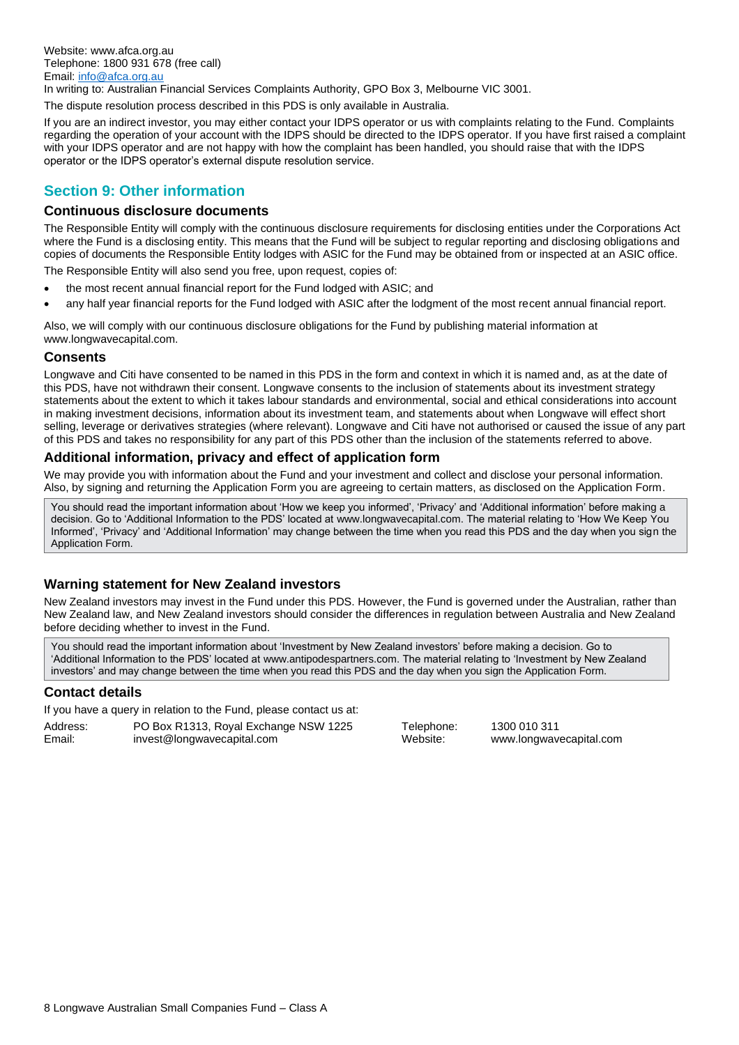Website: www.afca.org.au
Telephone: 1800 931 678 (free call)
Email: info@afca.org.au
In writing to: Australian Financial Services Complaints Authority, GPO Box 3, Melbourne VIC 3001.

The dispute resolution process described in this PDS is only available in Australia.

If you are an indirect investor, you may either contact your IDPS operator or us with complaints relating to the Fund. Complaints regarding the operation of your account with the IDPS should be directed to the IDPS operator. If you have first raised a complaint with your IDPS operator and are not happy with how the complaint has been handled, you should raise that with the IDPS operator or the IDPS operator's external dispute resolution service.

## Section 9: Other information

### Continuous disclosure documents

The Responsible Entity will comply with the continuous disclosure requirements for disclosing entities under the Corporations Act where the Fund is a disclosing entity. This means that the Fund will be subject to regular reporting and disclosing obligations and copies of documents the Responsible Entity lodges with ASIC for the Fund may be obtained from or inspected at an ASIC office.

The Responsible Entity will also send you free, upon request, copies of:

- the most recent annual financial report for the Fund lodged with ASIC; and
- any half year financial reports for the Fund lodged with ASIC after the lodgment of the most recent annual financial report.

Also, we will comply with our continuous disclosure obligations for the Fund by publishing material information at www.longwavecapital.com.

### Consents

Longwave and Citi have consented to be named in this PDS in the form and context in which it is named and, as at the date of this PDS, have not withdrawn their consent. Longwave consents to the inclusion of statements about its investment strategy statements about the extent to which it takes labour standards and environmental, social and ethical considerations into account in making investment decisions, information about its investment team, and statements about when Longwave will effect short selling, leverage or derivatives strategies (where relevant). Longwave and Citi have not authorised or caused the issue of any part of this PDS and takes no responsibility for any part of this PDS other than the inclusion of the statements referred to above.

### Additional information, privacy and effect of application form

We may provide you with information about the Fund and your investment and collect and disclose your personal information. Also, by signing and returning the Application Form you are agreeing to certain matters, as disclosed on the Application Form.

You should read the important information about 'How we keep you informed', 'Privacy' and 'Additional information' before making a decision. Go to 'Additional Information to the PDS' located at www.longwavecapital.com. The material relating to 'How We Keep You Informed', 'Privacy' and 'Additional Information' may change between the time when you read this PDS and the day when you sign the Application Form.

### Warning statement for New Zealand investors

New Zealand investors may invest in the Fund under this PDS. However, the Fund is governed under the Australian, rather than New Zealand law, and New Zealand investors should consider the differences in regulation between Australia and New Zealand before deciding whether to invest in the Fund.

You should read the important information about 'Investment by New Zealand investors' before making a decision. Go to 'Additional Information to the PDS' located at www.antipodespartners.com. The material relating to 'Investment by New Zealand investors' and may change between the time when you read this PDS and the day when you sign the Application Form.

### Contact details

If you have a query in relation to the Fund, please contact us at:

| | | | |
|---|---|---|---|
| Address: | PO Box R1313, Royal Exchange NSW 1225 | Telephone: | 1300 010 311 |
| Email: | invest@longwavecapital.com | Website: | www.longwavecapital.com |